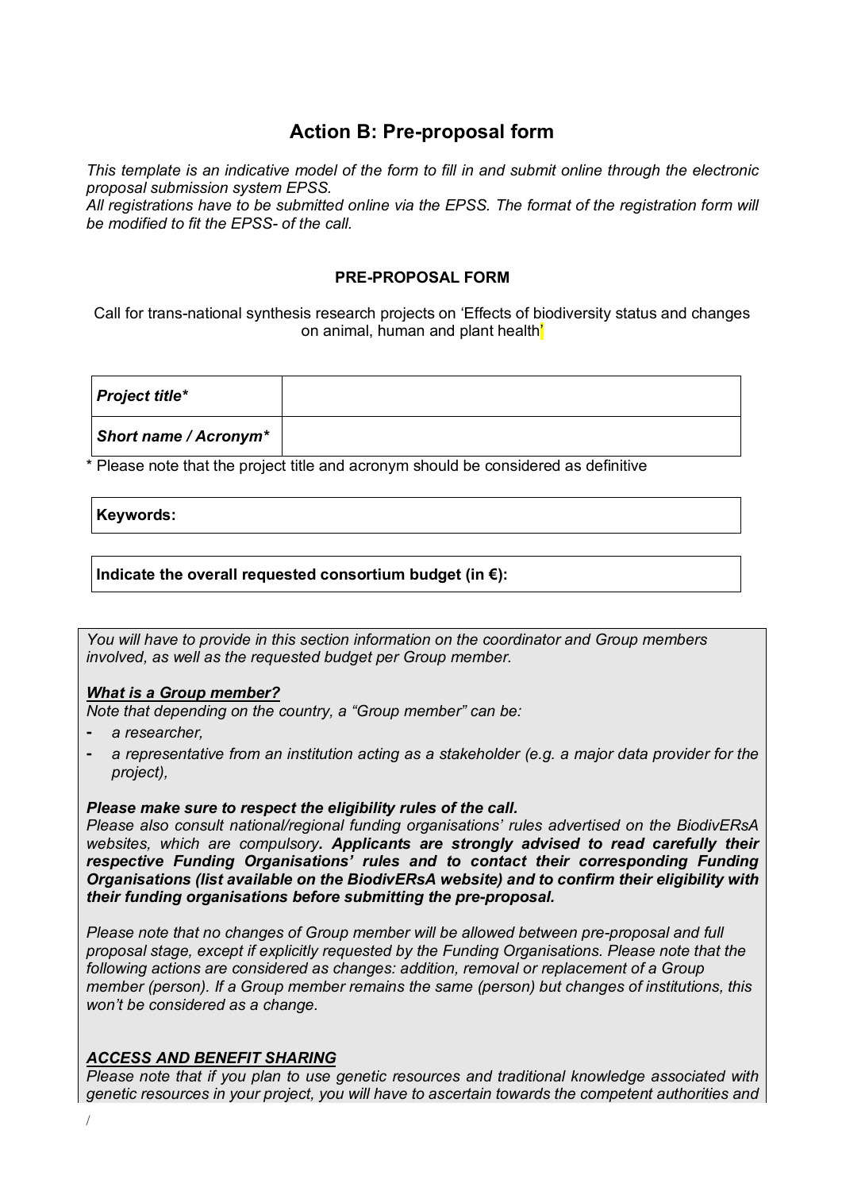# Action B: Pre-proposal form

*This template is an indicative model of the form to fill in and submit online through the electronic proposal submission system EPSS.*

*All registrations have to be submitted online via the EPSS. The format of the registration form will be modified to fit the EPSS- of the call.*

**PRE-PROPOSAL FORM**

Call for trans-national synthesis research projects on 'Effects of biodiversity status and changes on animal, human and plant health'

| ***Project title**** | |
|---|---|
| ***Short name / Acronym**** | |

\* Please note that the project title and acronym should be considered as definitive

| **Keywords:** |
|---|

| **Indicate the overall requested consortium budget (in €):** |
|---|

*You will have to provide in this section information on the coordinator and Group members involved, as well as the requested budget per Group member.*

***What is a Group member?***

*Note that depending on the country, a "Group member" can be:*

- *a researcher,*
- *a representative from an institution acting as a stakeholder (e.g. a major data provider for the project),*

***Please make sure to respect the eligibility rules of the call.***

*Please also consult national/regional funding organisations' rules advertised on the BiodivERsA websites, which are compulsory**. Applicants are strongly advised to read carefully their respective Funding Organisations' rules and to contact their corresponding Funding Organisations (list available on the BiodivERsA website) and to confirm their eligibility with their funding organisations before submitting the pre-proposal.***

*Please note that no changes of Group member will be allowed between pre-proposal and full proposal stage, except if explicitly requested by the Funding Organisations. Please note that the following actions are considered as changes: addition, removal or replacement of a Group member (person). If a Group member remains the same (person) but changes of institutions, this won't be considered as a change.*

***ACCESS AND BENEFIT SHARING***

*Please note that if you plan to use genetic resources and traditional knowledge associated with genetic resources in your project, you will have to ascertain towards the competent authorities and*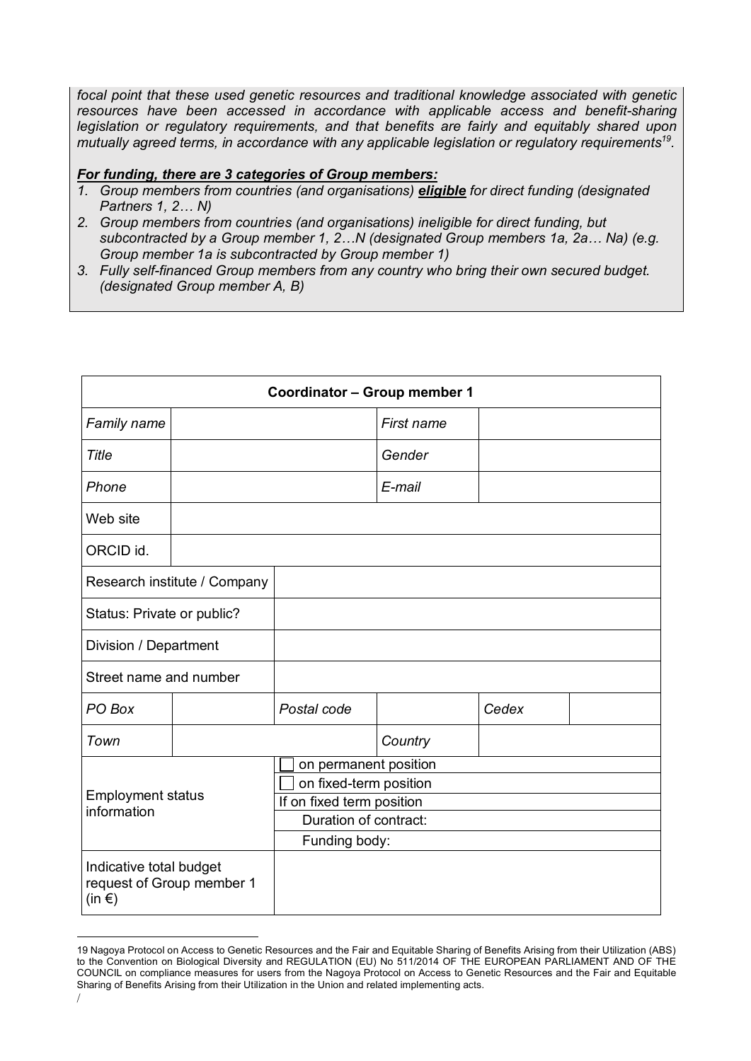*focal point that these used genetic resources and traditional knowledge associated with genetic resources have been accessed in accordance with applicable access and benefit-sharing legislation or regulatory requirements, and that benefits are fairly and equitably shared upon mutually agreed terms, in accordance with any applicable legislation or regulatory requirements*[19]*.*

***For funding, there are 3 categories of Group members:***

1. *Group members from countries (and organisations)* ***eligible*** *for direct funding (designated Partners 1, 2… N)*
2. *Group members from countries (and organisations) ineligible for direct funding, but subcontracted by a Group member 1, 2…N (designated Group members 1a, 2a… Na) (e.g. Group member 1a is subcontracted by Group member 1)*
3. *Fully self-financed Group members from any country who bring their own secured budget. (designated Group member A, B)*

| **Coordinator – Group member 1** | | | | | |
|---|---|---|---|---|---|
| *Family name* | | | *First name* | | |
| *Title* | | | *Gender* | | |
| *Phone* | | | *E-mail* | | |
| Web site | | | | | |
| ORCID id. | | | | | |
| Research institute / Company | | | | | |
| Status: Private or public? | | | | | |
| Division / Department | | | | | |
| Street name and number | | | | | |
| *PO Box* | | *Postal code* | | *Cedex* | |
| *Town* | | | *Country* | | |
| Employment status information | | ☐ on permanent position | | | |
| | | ☐ on fixed-term position | | | |
| | | If on fixed term position | | | |
| | | Duration of contract: | | | |
| | | Funding body: | | | |
| Indicative total budget request of Group member 1 (in €) | | | | | |

19 Nagoya Protocol on Access to Genetic Resources and the Fair and Equitable Sharing of Benefits Arising from their Utilization (ABS) to the Convention on Biological Diversity and REGULATION (EU) No 511/2014 OF THE EUROPEAN PARLIAMENT AND OF THE COUNCIL on compliance measures for users from the Nagoya Protocol on Access to Genetic Resources and the Fair and Equitable Sharing of Benefits Arising from their Utilization in the Union and related implementing acts.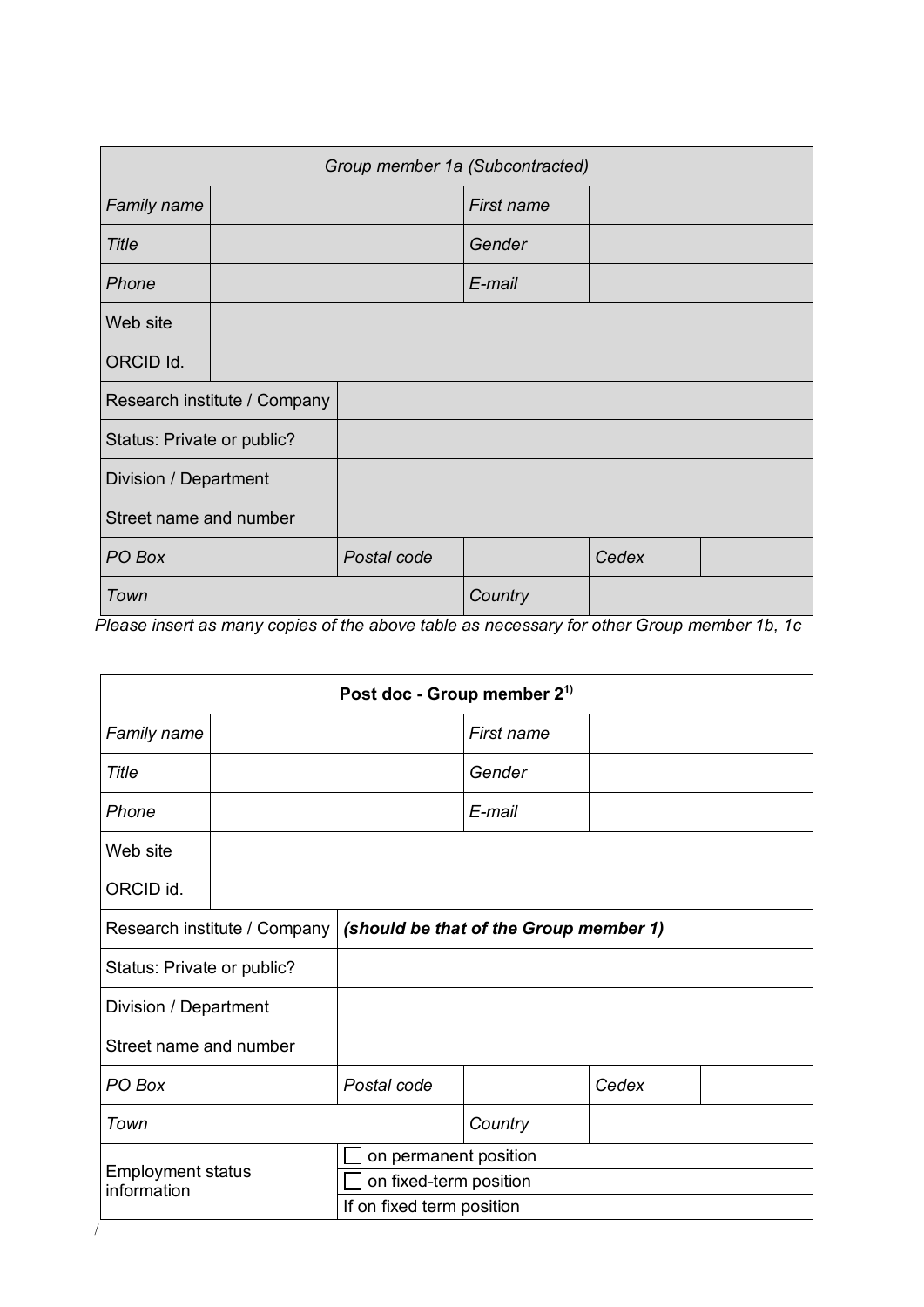| *Group member 1a (Subcontracted)* | | | | | |
|---|---|---|---|---|---|
| *Family name* | | | *First name* | | |
| *Title* | | | *Gender* | | |
| *Phone* | | | *E-mail* | | |
| Web site | | | | | |
| ORCID Id. | | | | | |
| Research institute / Company | | | | | |
| Status: Private or public? | | | | | |
| Division / Department | | | | | |
| Street name and number | | | | | |
| *PO Box* | | *Postal code* | | *Cedex* | |
| *Town* | | | *Country* | | |

*Please insert as many copies of the above table as necessary for other Group member 1b, 1c*

| **Post doc - Group member 2**[1)] | | | | | |
|---|---|---|---|---|---|
| *Family name* | | | *First name* | | |
| *Title* | | | *Gender* | | |
| *Phone* | | | *E-mail* | | |
| Web site | | | | | |
| ORCID id. | | | | | |
| Research institute / Company | | ***(should be that of the Group member 1)*** | | | |
| Status: Private or public? | | | | | |
| Division / Department | | | | | |
| Street name and number | | | | | |
| *PO Box* | | *Postal code* | | *Cedex* | |
| *Town* | | | *Country* | | |
| Employment status information | | ☐ on permanent position | | | |
| | | ☐ on fixed-term position | | | |
| | | If on fixed term position | | | |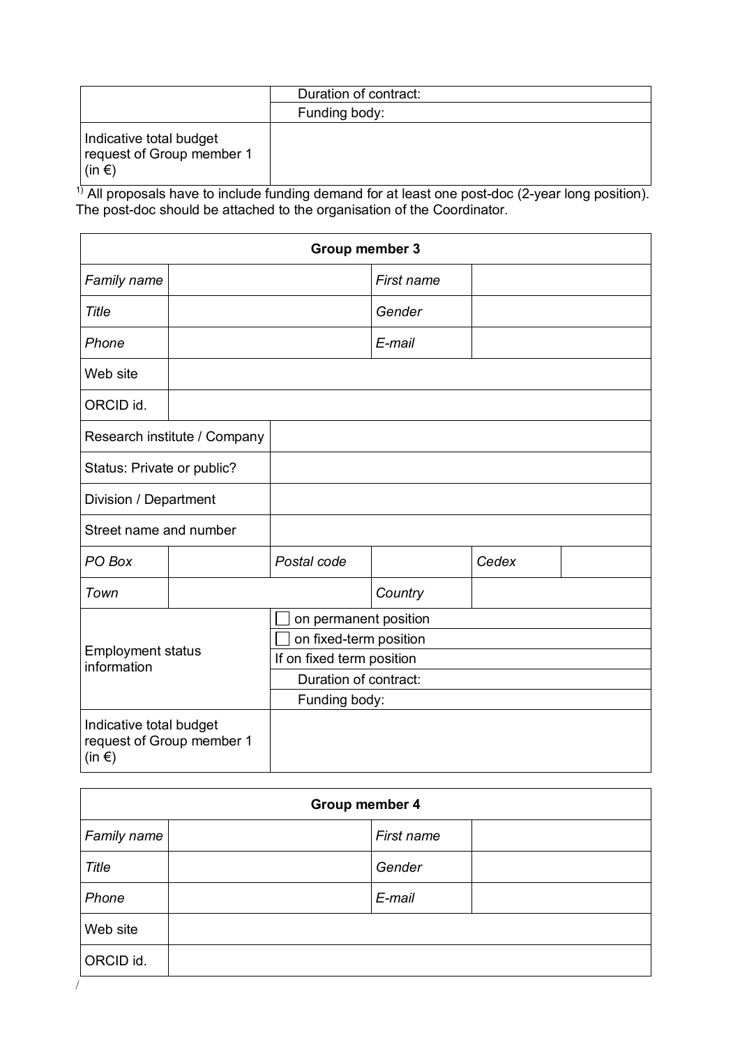| | |
|---|---|
| | Duration of contract: |
| | Funding body: |
| Indicative total budget request of Group member 1 (in €) | |

[1)] All proposals have to include funding demand for at least one post-doc (2-year long position). The post-doc should be attached to the organisation of the Coordinator.

| **Group member 3** | | | | | |
|---|---|---|---|---|---|
| *Family name* | | | *First name* | | |
| *Title* | | | *Gender* | | |
| *Phone* | | | *E-mail* | | |
| Web site | | | | | |
| ORCID id. | | | | | |
| Research institute / Company | | | | | |
| Status: Private or public? | | | | | |
| Division / Department | | | | | |
| Street name and number | | | | | |
| *PO Box* | | *Postal code* | | *Cedex* | |
| *Town* | | | *Country* | | |
| Employment status information | | ☐ on permanent position | | | |
| | | ☐ on fixed-term position | | | |
| | | If on fixed term position | | | |
| | | Duration of contract: | | | |
| | | Funding body: | | | |
| Indicative total budget request of Group member 1 (in €) | | | | | |

| **Group member 4** | | | |
|---|---|---|---|
| *Family name* | | *First name* | |
| *Title* | | *Gender* | |
| *Phone* | | *E-mail* | |
| Web site | | | |
| ORCID id. | | | |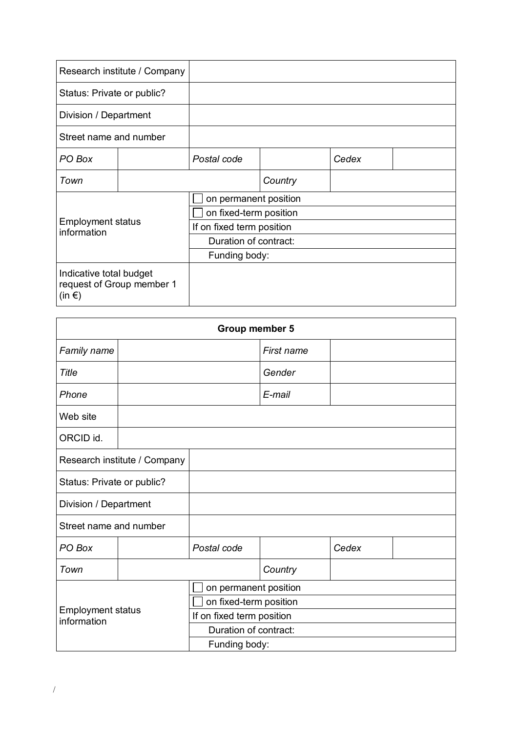| Research institute / Company | | | | | |
|---|---|---|---|---|---|
| Status: Private or public? | | | | | |
| Division / Department | | | | | |
| Street name and number | | | | | |
| *PO Box* | | *Postal code* | | *Cedex* | |
| *Town* | | | *Country* | | |
| Employment status information | | ☐ on permanent position | | | |
| | | ☐ on fixed-term position | | | |
| | | If on fixed term position | | | |
| | | Duration of contract: | | | |
| | | Funding body: | | | |
| Indicative total budget request of Group member 1 (in €) | | | | | |

| **Group member 5** | | | | | |
|---|---|---|---|---|---|
| *Family name* | | | *First name* | | |
| *Title* | | | *Gender* | | |
| *Phone* | | | *E-mail* | | |
| Web site | | | | | |
| ORCID id. | | | | | |
| Research institute / Company | | | | | |
| Status: Private or public? | | | | | |
| Division / Department | | | | | |
| Street name and number | | | | | |
| *PO Box* | | *Postal code* | | *Cedex* | |
| *Town* | | | *Country* | | |
| Employment status information | | ☐ on permanent position | | | |
| | | ☐ on fixed-term position | | | |
| | | If on fixed term position | | | |
| | | Duration of contract: | | | |
| | | Funding body: | | | |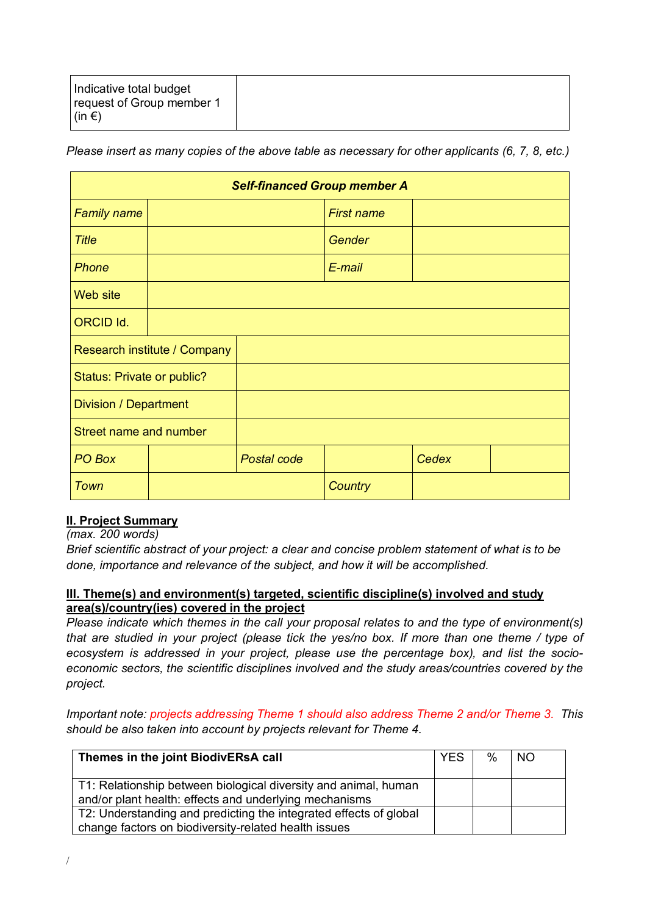| Indicative total budget request of Group member 1 (in €) | |
|---|---|

*Please insert as many copies of the above table as necessary for other applicants (6, 7, 8, etc.)*

| ***Self-financed Group member A*** | | | | | |
|---|---|---|---|---|---|
| *Family name* | | | *First name* | | |
| *Title* | | | *Gender* | | |
| *Phone* | | | *E-mail* | | |
| Web site | | | | | |
| ORCID Id. | | | | | |
| Research institute / Company | | | | | |
| Status: Private or public? | | | | | |
| Division / Department | | | | | |
| Street name and number | | | | | |
| *PO Box* | | *Postal code* | | *Cedex* | |
| *Town* | | | *Country* | | |

**II. Project Summary**

*(max. 200 words)*

*Brief scientific abstract of your project: a clear and concise problem statement of what is to be done, importance and relevance of the subject, and how it will be accomplished.*

**III. Theme(s) and environment(s) targeted, scientific discipline(s) involved and study area(s)/country(ies) covered in the project**

*Please indicate which themes in the call your proposal relates to and the type of environment(s) that are studied in your project (please tick the yes/no box. If more than one theme / type of ecosystem is addressed in your project, please use the percentage box), and list the socio-economic sectors, the scientific disciplines involved and the study areas/countries covered by the project.*

*Important note: projects addressing Theme 1 should also address Theme 2 and/or Theme 3. This should be also taken into account by projects relevant for Theme 4.*

| **Themes in the joint BiodivERsA call** | YES | % | NO |
|---|---|---|---|
| T1: Relationship between biological diversity and animal, human and/or plant health: effects and underlying mechanisms | | | |
| T2: Understanding and predicting the integrated effects of global change factors on biodiversity-related health issues | | | |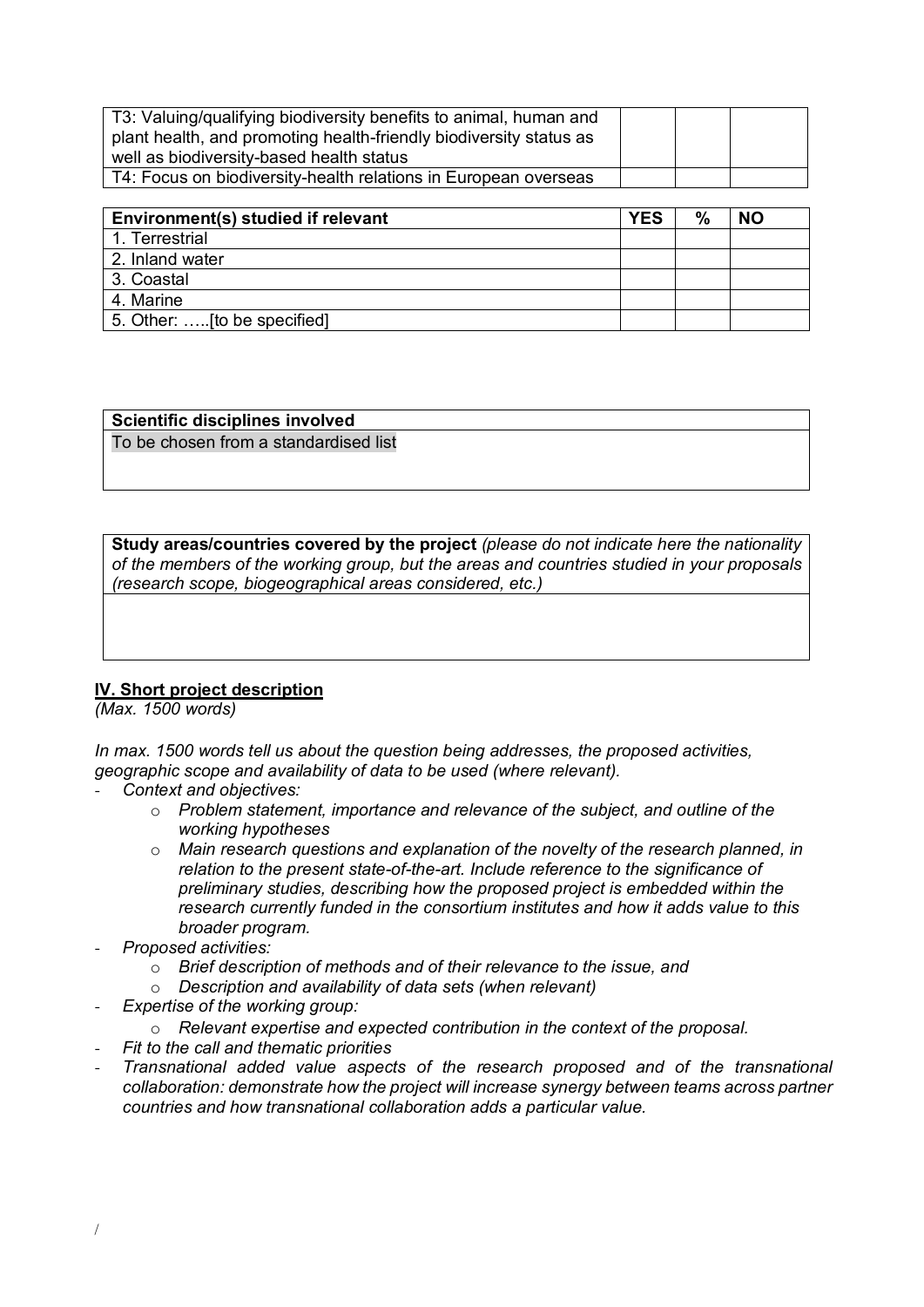| | | | |
|---|---|---|---|
| T3: Valuing/qualifying biodiversity benefits to animal, human and plant health, and promoting health-friendly biodiversity status as well as biodiversity-based health status | | | |
| T4: Focus on biodiversity-health relations in European overseas | | | |

| Environment(s) studied if relevant | YES | % | NO |
|---|---|---|---|
| 1. Terrestrial | | | |
| 2. Inland water | | | |
| 3. Coastal | | | |
| 4. Marine | | | |
| 5. Other: …..[to be specified] | | | |

| Scientific disciplines involved |
|---|
| To be chosen from a standardised list |

| Study areas/countries covered by the project *(please do not indicate here the nationality of the members of the working group, but the areas and countries studied in your proposals (research scope, biogeographical areas considered, etc.)* |
|---|
| |

## IV. Short project description

*(Max. 1500 words)*

*In max. 1500 words tell us about the question being addresses, the proposed activities, geographic scope and availability of data to be used (where relevant).*

- *Context and objectives:*
    - *Problem statement, importance and relevance of the subject, and outline of the working hypotheses*
    - *Main research questions and explanation of the novelty of the research planned, in relation to the present state-of-the-art. Include reference to the significance of preliminary studies, describing how the proposed project is embedded within the research currently funded in the consortium institutes and how it adds value to this broader program.*
- *Proposed activities:*
    - *Brief description of methods and of their relevance to the issue, and*
    - *Description and availability of data sets (when relevant)*
- *Expertise of the working group:*
    - *Relevant expertise and expected contribution in the context of the proposal.*
- *Fit to the call and thematic priorities*
- *Transnational added value aspects of the research proposed and of the transnational collaboration: demonstrate how the project will increase synergy between teams across partner countries and how transnational collaboration adds a particular value.*